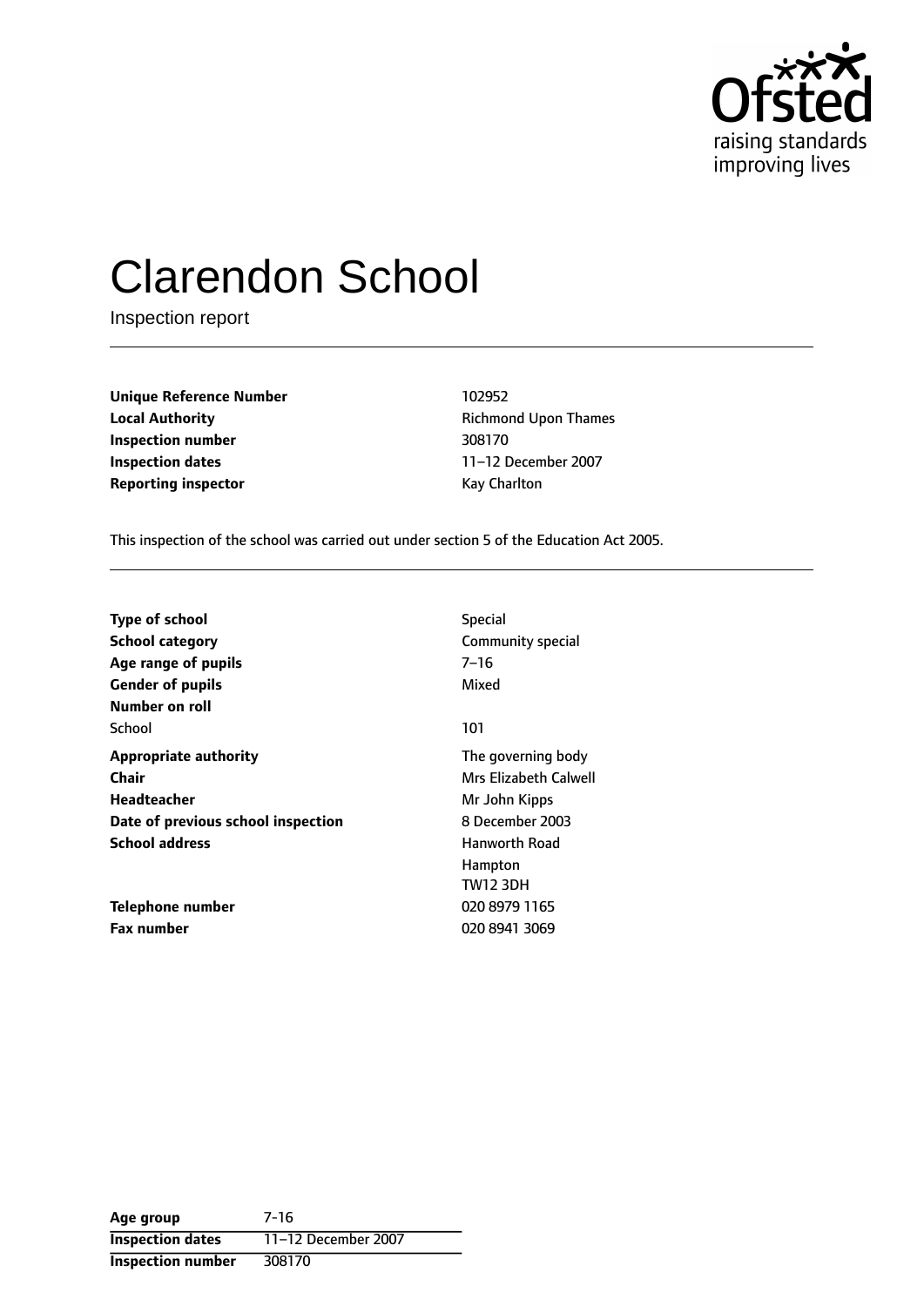# Clarendon School

Inspection report

| | |
|---|---|
| **Unique Reference Number** | 102952 |
| **Local Authority** | Richmond Upon Thames |
| **Inspection number** | 308170 |
| **Inspection dates** | 11–12 December 2007 |
| **Reporting inspector** | Kay Charlton |

This inspection of the school was carried out under section 5 of the Education Act 2005.

| | |
|---|---|
| **Type of school** | Special |
| **School category** | Community special |
| **Age range of pupils** | 7–16 |
| **Gender of pupils** | Mixed |
| **Number on roll** | |
| School | 101 |
| **Appropriate authority** | The governing body |
| **Chair** | Mrs Elizabeth Calwell |
| **Headteacher** | Mr John Kipps |
| **Date of previous school inspection** | 8 December 2003 |
| **School address** | Hanworth Road<br>Hampton<br>TW12 3DH |
| **Telephone number** | 020 8979 1165 |
| **Fax number** | 020 8941 3069 |

| | |
|---|---|
| **Age group** | 7-16 |
| **Inspection dates** | 11–12 December 2007 |
| **Inspection number** | 308170 |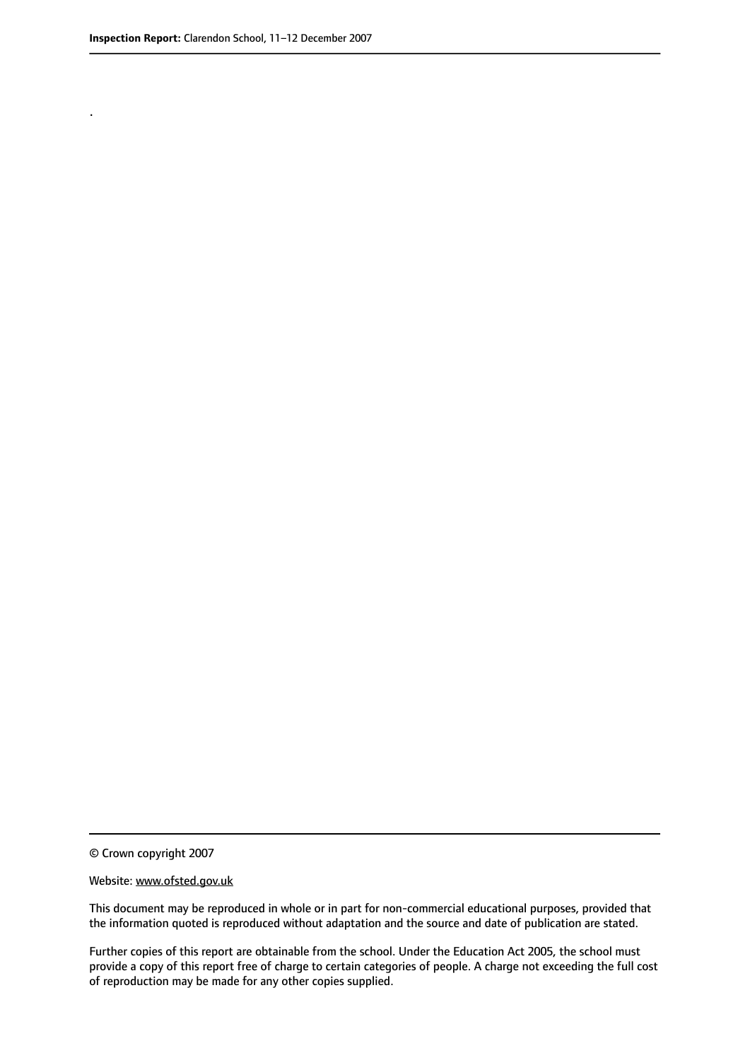.

© Crown copyright 2007

Website: www.ofsted.gov.uk

This document may be reproduced in whole or in part for non-commercial educational purposes, provided that the information quoted is reproduced without adaptation and the source and date of publication are stated.

Further copies of this report are obtainable from the school. Under the Education Act 2005, the school must provide a copy of this report free of charge to certain categories of people. A charge not exceeding the full cost of reproduction may be made for any other copies supplied.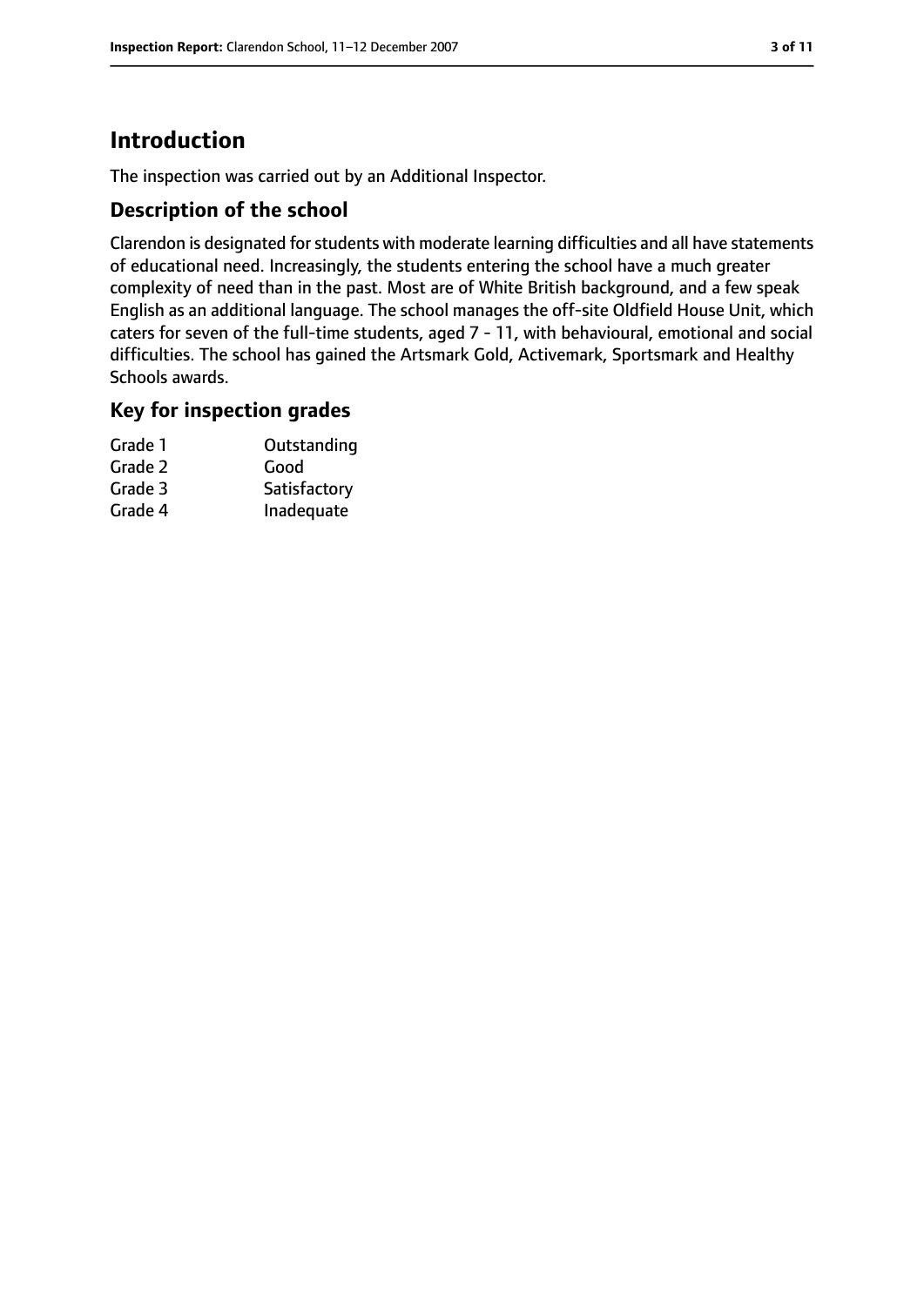# Introduction

The inspection was carried out by an Additional Inspector.

## Description of the school

Clarendon is designated for students with moderate learning difficulties and all have statements of educational need. Increasingly, the students entering the school have a much greater complexity of need than in the past. Most are of White British background, and a few speak English as an additional language. The school manages the off-site Oldfield House Unit, which caters for seven of the full-time students, aged 7 - 11, with behavioural, emotional and social difficulties. The school has gained the Artsmark Gold, Activemark, Sportsmark and Healthy Schools awards.

## Key for inspection grades

| | |
|---|---|
| Grade 1 | Outstanding |
| Grade 2 | Good |
| Grade 3 | Satisfactory |
| Grade 4 | Inadequate |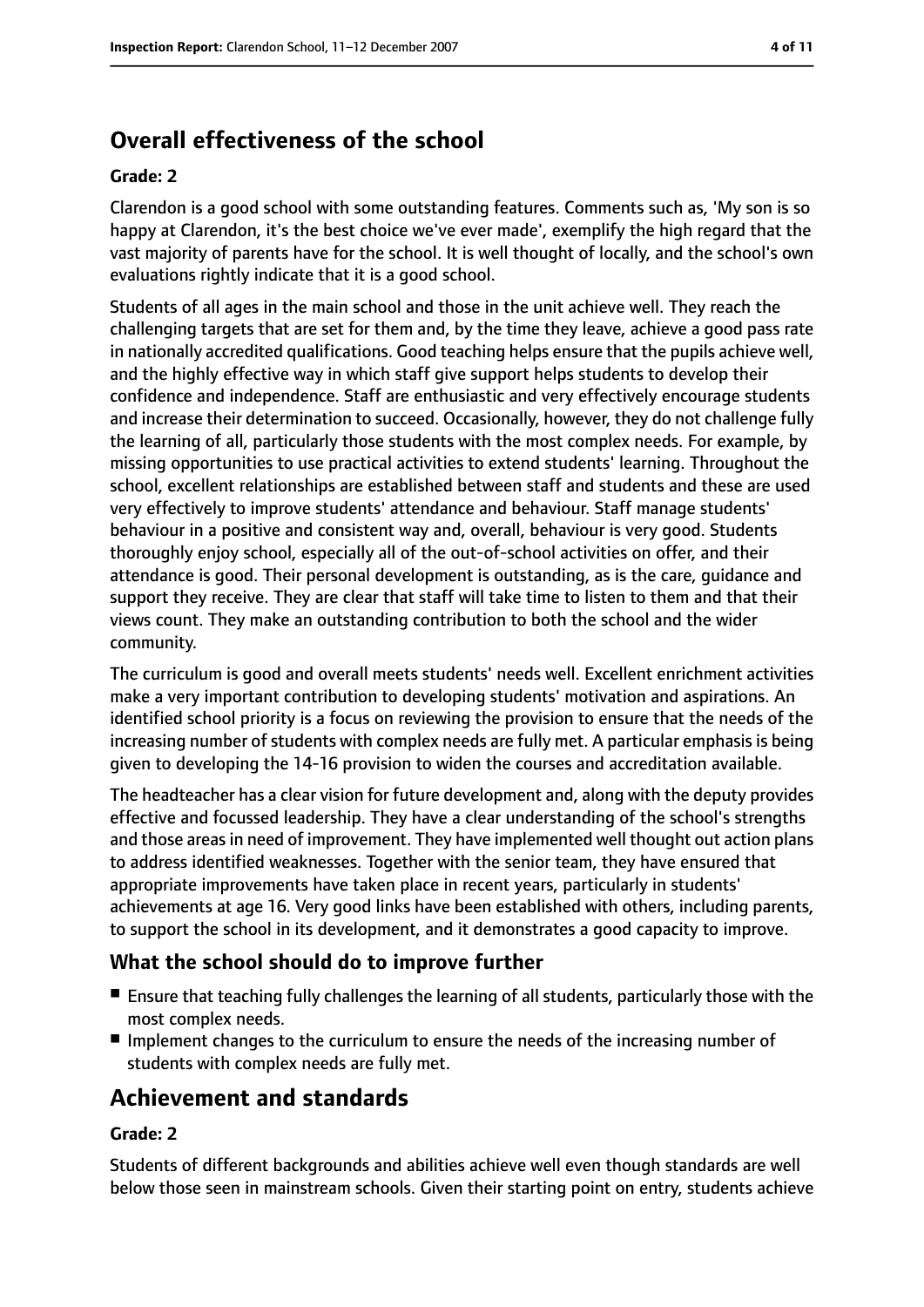## Overall effectiveness of the school

**Grade: 2**

Clarendon is a good school with some outstanding features. Comments such as, 'My son is so happy at Clarendon, it's the best choice we've ever made', exemplify the high regard that the vast majority of parents have for the school. It is well thought of locally, and the school's own evaluations rightly indicate that it is a good school.

Students of all ages in the main school and those in the unit achieve well. They reach the challenging targets that are set for them and, by the time they leave, achieve a good pass rate in nationally accredited qualifications. Good teaching helps ensure that the pupils achieve well, and the highly effective way in which staff give support helps students to develop their confidence and independence. Staff are enthusiastic and very effectively encourage students and increase their determination to succeed. Occasionally, however, they do not challenge fully the learning of all, particularly those students with the most complex needs. For example, by missing opportunities to use practical activities to extend students' learning. Throughout the school, excellent relationships are established between staff and students and these are used very effectively to improve students' attendance and behaviour. Staff manage students' behaviour in a positive and consistent way and, overall, behaviour is very good. Students thoroughly enjoy school, especially all of the out-of-school activities on offer, and their attendance is good. Their personal development is outstanding, as is the care, guidance and support they receive. They are clear that staff will take time to listen to them and that their views count. They make an outstanding contribution to both the school and the wider community.

The curriculum is good and overall meets students' needs well. Excellent enrichment activities make a very important contribution to developing students' motivation and aspirations. An identified school priority is a focus on reviewing the provision to ensure that the needs of the increasing number of students with complex needs are fully met. A particular emphasis is being given to developing the 14-16 provision to widen the courses and accreditation available.

The headteacher has a clear vision for future development and, along with the deputy provides effective and focussed leadership. They have a clear understanding of the school's strengths and those areas in need of improvement. They have implemented well thought out action plans to address identified weaknesses. Together with the senior team, they have ensured that appropriate improvements have taken place in recent years, particularly in students' achievements at age 16. Very good links have been established with others, including parents, to support the school in its development, and it demonstrates a good capacity to improve.

### What the school should do to improve further

- Ensure that teaching fully challenges the learning of all students, particularly those with the most complex needs.
- Implement changes to the curriculum to ensure the needs of the increasing number of students with complex needs are fully met.

## Achievement and standards

**Grade: 2**

Students of different backgrounds and abilities achieve well even though standards are well below those seen in mainstream schools. Given their starting point on entry, students achieve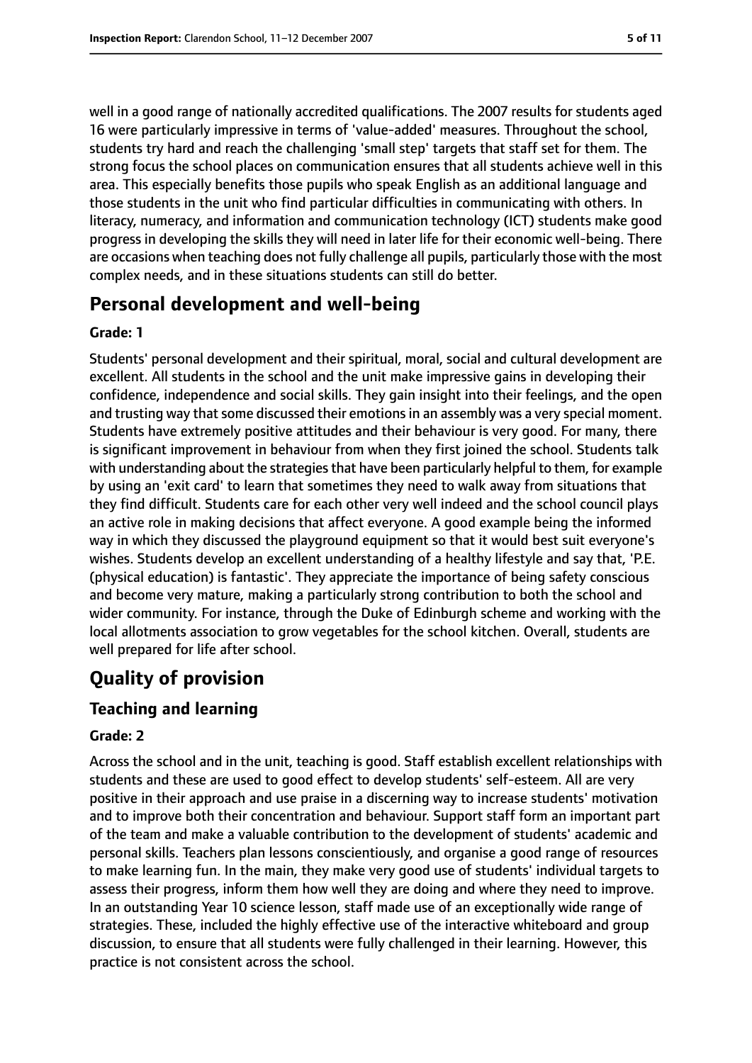well in a good range of nationally accredited qualifications. The 2007 results for students aged 16 were particularly impressive in terms of 'value-added' measures. Throughout the school, students try hard and reach the challenging 'small step' targets that staff set for them. The strong focus the school places on communication ensures that all students achieve well in this area. This especially benefits those pupils who speak English as an additional language and those students in the unit who find particular difficulties in communicating with others. In literacy, numeracy, and information and communication technology (ICT) students make good progress in developing the skills they will need in later life for their economic well-being. There are occasions when teaching does not fully challenge all pupils, particularly those with the most complex needs, and in these situations students can still do better.

## Personal development and well-being

**Grade: 1**

Students' personal development and their spiritual, moral, social and cultural development are excellent. All students in the school and the unit make impressive gains in developing their confidence, independence and social skills. They gain insight into their feelings, and the open and trusting way that some discussed their emotions in an assembly was a very special moment. Students have extremely positive attitudes and their behaviour is very good. For many, there is significant improvement in behaviour from when they first joined the school. Students talk with understanding about the strategies that have been particularly helpful to them, for example by using an 'exit card' to learn that sometimes they need to walk away from situations that they find difficult. Students care for each other very well indeed and the school council plays an active role in making decisions that affect everyone. A good example being the informed way in which they discussed the playground equipment so that it would best suit everyone's wishes. Students develop an excellent understanding of a healthy lifestyle and say that, 'P.E. (physical education) is fantastic'. They appreciate the importance of being safety conscious and become very mature, making a particularly strong contribution to both the school and wider community. For instance, through the Duke of Edinburgh scheme and working with the local allotments association to grow vegetables for the school kitchen. Overall, students are well prepared for life after school.

# Quality of provision

## Teaching and learning

**Grade: 2**

Across the school and in the unit, teaching is good. Staff establish excellent relationships with students and these are used to good effect to develop students' self-esteem. All are very positive in their approach and use praise in a discerning way to increase students' motivation and to improve both their concentration and behaviour. Support staff form an important part of the team and make a valuable contribution to the development of students' academic and personal skills. Teachers plan lessons conscientiously, and organise a good range of resources to make learning fun. In the main, they make very good use of students' individual targets to assess their progress, inform them how well they are doing and where they need to improve. In an outstanding Year 10 science lesson, staff made use of an exceptionally wide range of strategies. These, included the highly effective use of the interactive whiteboard and group discussion, to ensure that all students were fully challenged in their learning. However, this practice is not consistent across the school.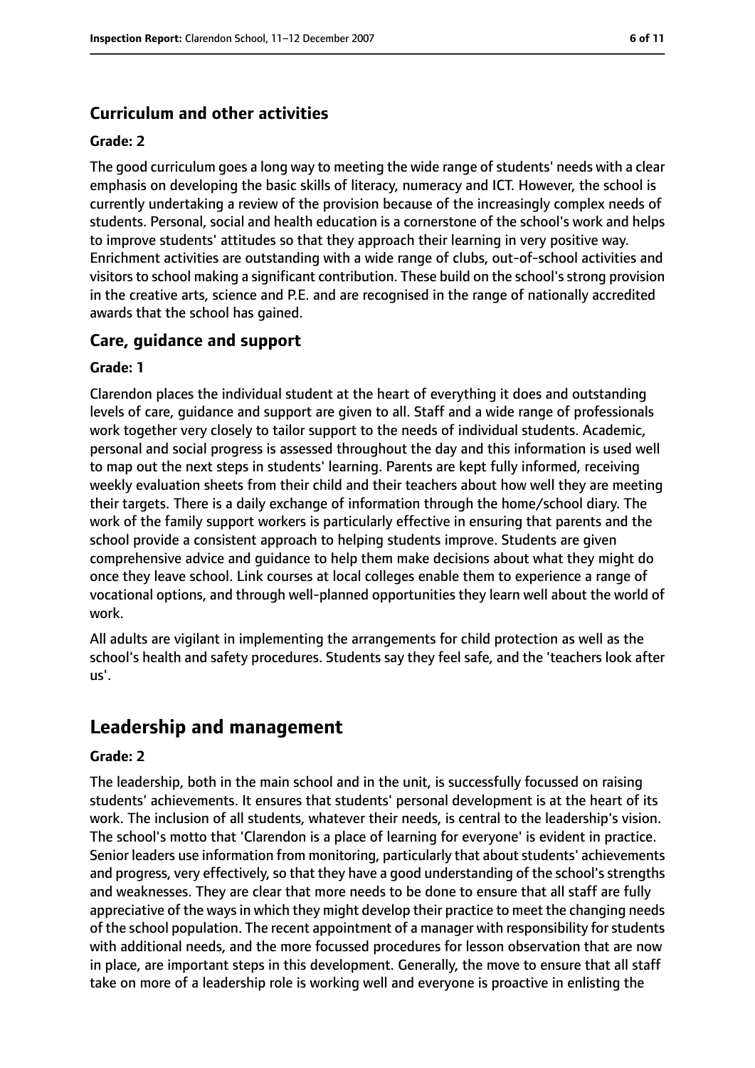### Curriculum and other activities

#### Grade: 2

The good curriculum goes a long way to meeting the wide range of students' needs with a clear emphasis on developing the basic skills of literacy, numeracy and ICT. However, the school is currently undertaking a review of the provision because of the increasingly complex needs of students. Personal, social and health education is a cornerstone of the school's work and helps to improve students' attitudes so that they approach their learning in very positive way. Enrichment activities are outstanding with a wide range of clubs, out-of-school activities and visitors to school making a significant contribution. These build on the school's strong provision in the creative arts, science and P.E. and are recognised in the range of nationally accredited awards that the school has gained.

### Care, guidance and support

#### Grade: 1

Clarendon places the individual student at the heart of everything it does and outstanding levels of care, guidance and support are given to all. Staff and a wide range of professionals work together very closely to tailor support to the needs of individual students. Academic, personal and social progress is assessed throughout the day and this information is used well to map out the next steps in students' learning. Parents are kept fully informed, receiving weekly evaluation sheets from their child and their teachers about how well they are meeting their targets. There is a daily exchange of information through the home/school diary. The work of the family support workers is particularly effective in ensuring that parents and the school provide a consistent approach to helping students improve. Students are given comprehensive advice and guidance to help them make decisions about what they might do once they leave school. Link courses at local colleges enable them to experience a range of vocational options, and through well-planned opportunities they learn well about the world of work.

All adults are vigilant in implementing the arrangements for child protection as well as the school's health and safety procedures. Students say they feel safe, and the 'teachers look after us'.

## Leadership and management

#### Grade: 2

The leadership, both in the main school and in the unit, is successfully focussed on raising students' achievements. It ensures that students' personal development is at the heart of its work. The inclusion of all students, whatever their needs, is central to the leadership's vision. The school's motto that 'Clarendon is a place of learning for everyone' is evident in practice. Senior leaders use information from monitoring, particularly that about students' achievements and progress, very effectively, so that they have a good understanding of the school's strengths and weaknesses. They are clear that more needs to be done to ensure that all staff are fully appreciative of the ways in which they might develop their practice to meet the changing needs of the school population. The recent appointment of a manager with responsibility for students with additional needs, and the more focussed procedures for lesson observation that are now in place, are important steps in this development. Generally, the move to ensure that all staff take on more of a leadership role is working well and everyone is proactive in enlisting the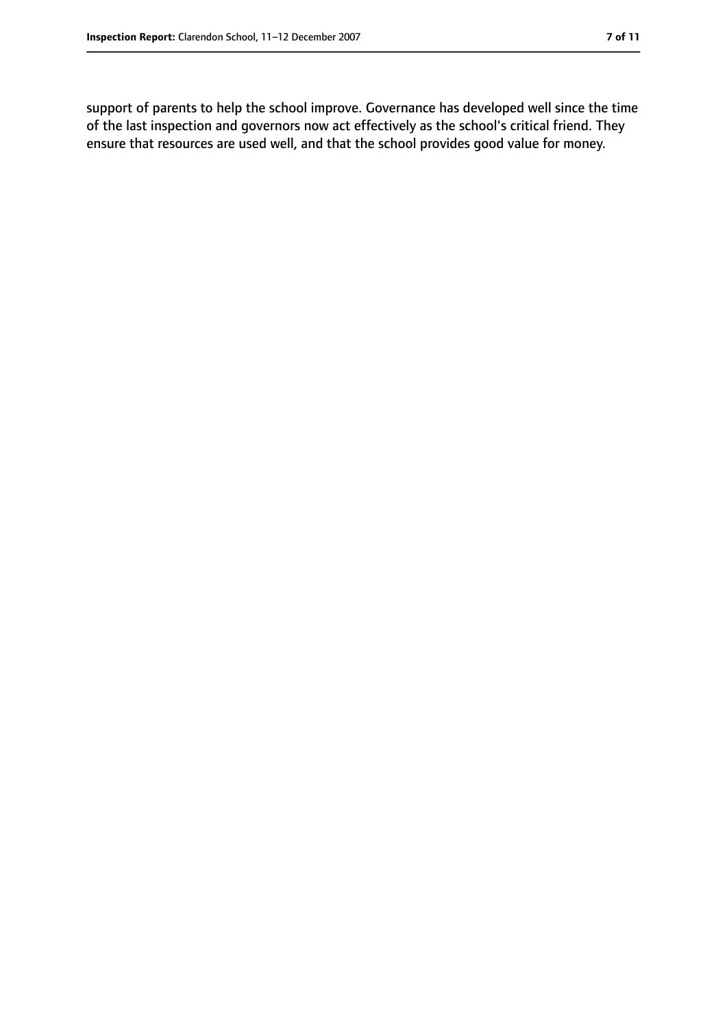support of parents to help the school improve. Governance has developed well since the time of the last inspection and governors now act effectively as the school's critical friend. They ensure that resources are used well, and that the school provides good value for money.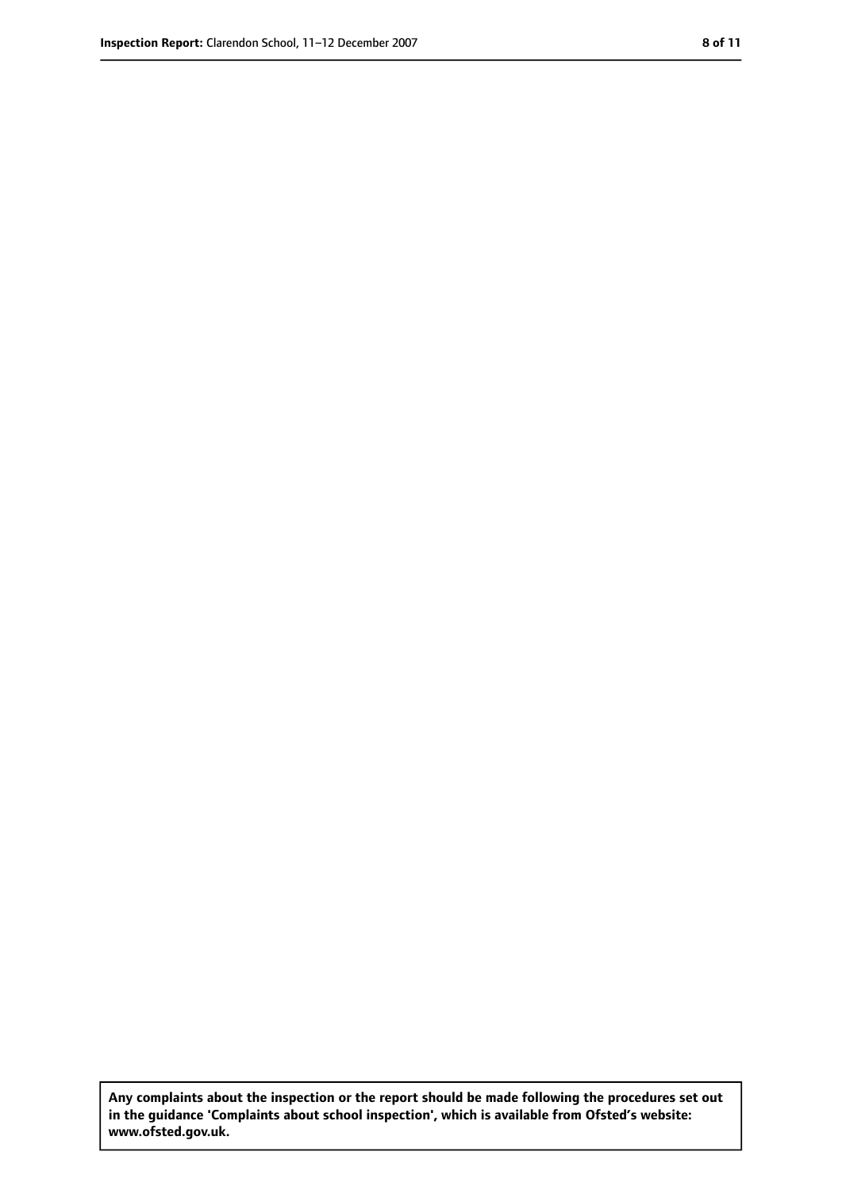**Any complaints about the inspection or the report should be made following the procedures set out in the guidance 'Complaints about school inspection', which is available from Ofsted's website: www.ofsted.gov.uk.**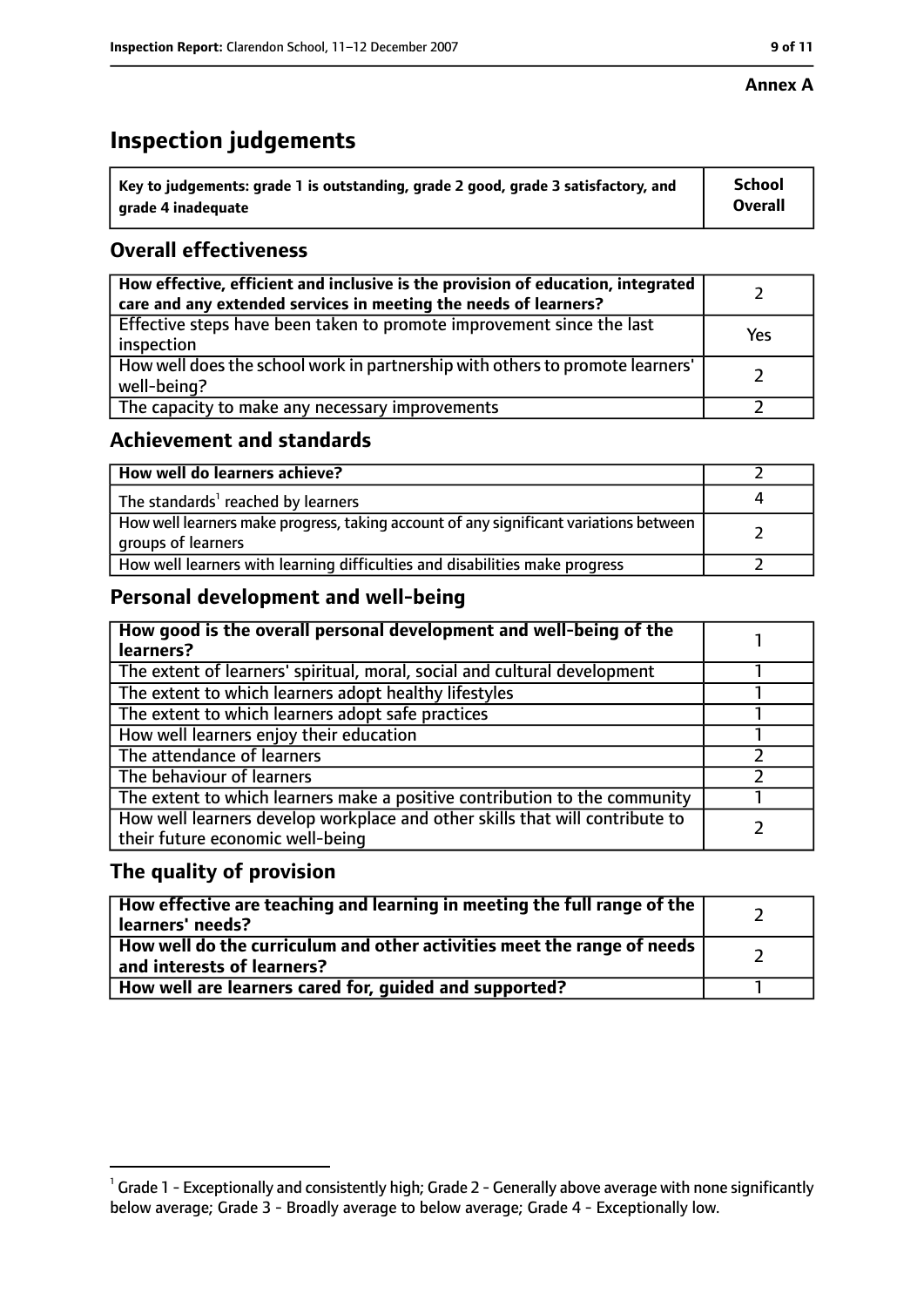**Annex A**

# Inspection judgements

| Key to judgements: grade 1 is outstanding, grade 2 good, grade 3 satisfactory, and grade 4 inadequate | School Overall |
|---|---|

## Overall effectiveness

| | |
|---|---|
| **How effective, efficient and inclusive is the provision of education, integrated care and any extended services in meeting the needs of learners?** | 2 |
| Effective steps have been taken to promote improvement since the last inspection | Yes |
| How well does the school work in partnership with others to promote learners' well-being? | 2 |
| The capacity to make any necessary improvements | 2 |

## Achievement and standards

| | |
|---|---|
| **How well do learners achieve?** | 2 |
| The standards[1] reached by learners | 4 |
| How well learners make progress, taking account of any significant variations between groups of learners | 2 |
| How well learners with learning difficulties and disabilities make progress | 2 |

## Personal development and well-being

| | |
|---|---|
| **How good is the overall personal development and well-being of the learners?** | 1 |
| The extent of learners' spiritual, moral, social and cultural development | 1 |
| The extent to which learners adopt healthy lifestyles | 1 |
| The extent to which learners adopt safe practices | 1 |
| How well learners enjoy their education | 1 |
| The attendance of learners | 2 |
| The behaviour of learners | 2 |
| The extent to which learners make a positive contribution to the community | 1 |
| How well learners develop workplace and other skills that will contribute to their future economic well-being | 2 |

## The quality of provision

| | |
|---|---|
| **How effective are teaching and learning in meeting the full range of the learners' needs?** | 2 |
| **How well do the curriculum and other activities meet the range of needs and interests of learners?** | 2 |
| **How well are learners cared for, guided and supported?** | 1 |

[1] Grade 1 - Exceptionally and consistently high; Grade 2 - Generally above average with none significantly below average; Grade 3 - Broadly average to below average; Grade 4 - Exceptionally low.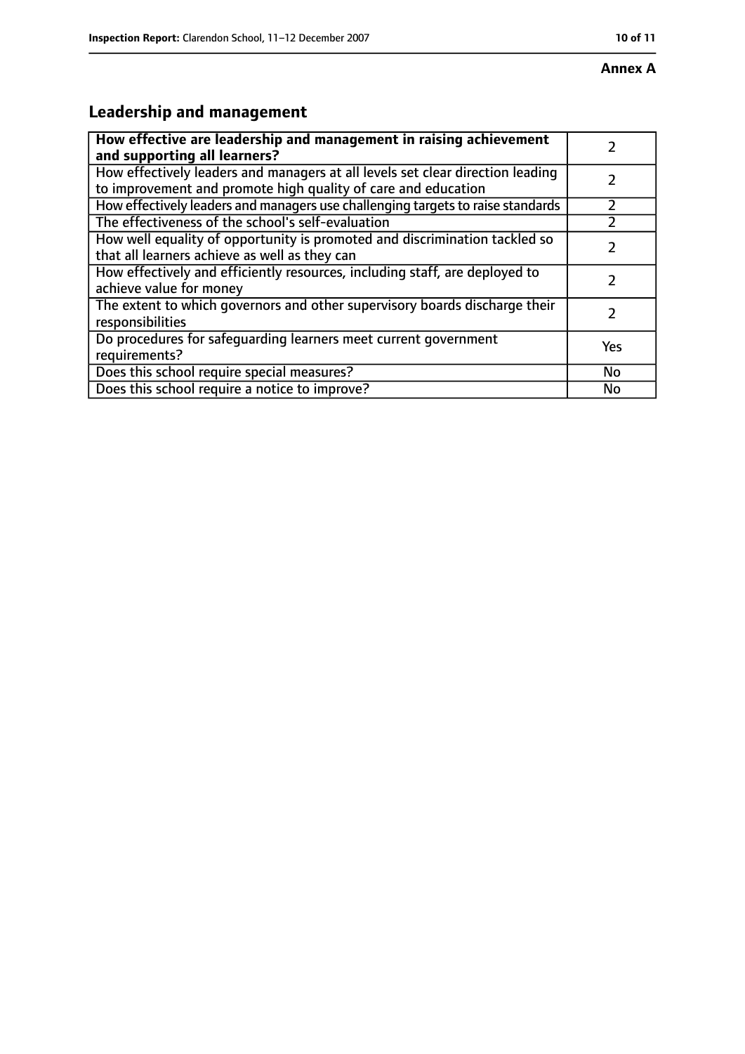**Annex A**

## Leadership and management

| **How effective are leadership and management in raising achievement and supporting all learners?** | 2 |
| --- | --- |
| How effectively leaders and managers at all levels set clear direction leading to improvement and promote high quality of care and education | 2 |
| How effectively leaders and managers use challenging targets to raise standards | 2 |
| The effectiveness of the school's self-evaluation | 2 |
| How well equality of opportunity is promoted and discrimination tackled so that all learners achieve as well as they can | 2 |
| How effectively and efficiently resources, including staff, are deployed to achieve value for money | 2 |
| The extent to which governors and other supervisory boards discharge their responsibilities | 2 |
| Do procedures for safeguarding learners meet current government requirements? | Yes |
| Does this school require special measures? | No |
| Does this school require a notice to improve? | No |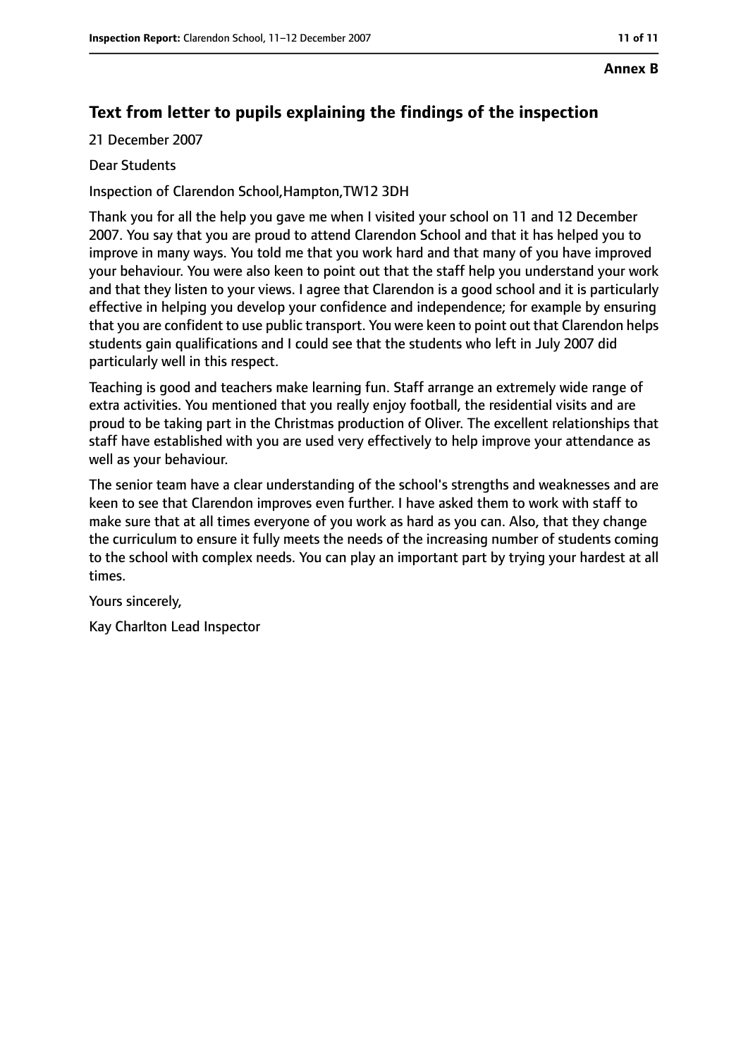**Annex B**

## Text from letter to pupils explaining the findings of the inspection

21 December 2007

Dear Students

Inspection of Clarendon School,Hampton,TW12 3DH

Thank you for all the help you gave me when I visited your school on 11 and 12 December 2007. You say that you are proud to attend Clarendon School and that it has helped you to improve in many ways. You told me that you work hard and that many of you have improved your behaviour. You were also keen to point out that the staff help you understand your work and that they listen to your views. I agree that Clarendon is a good school and it is particularly effective in helping you develop your confidence and independence; for example by ensuring that you are confident to use public transport. You were keen to point out that Clarendon helps students gain qualifications and I could see that the students who left in July 2007 did particularly well in this respect.

Teaching is good and teachers make learning fun. Staff arrange an extremely wide range of extra activities. You mentioned that you really enjoy football, the residential visits and are proud to be taking part in the Christmas production of Oliver. The excellent relationships that staff have established with you are used very effectively to help improve your attendance as well as your behaviour.

The senior team have a clear understanding of the school's strengths and weaknesses and are keen to see that Clarendon improves even further. I have asked them to work with staff to make sure that at all times everyone of you work as hard as you can. Also, that they change the curriculum to ensure it fully meets the needs of the increasing number of students coming to the school with complex needs. You can play an important part by trying your hardest at all times.

Yours sincerely,

Kay Charlton Lead Inspector